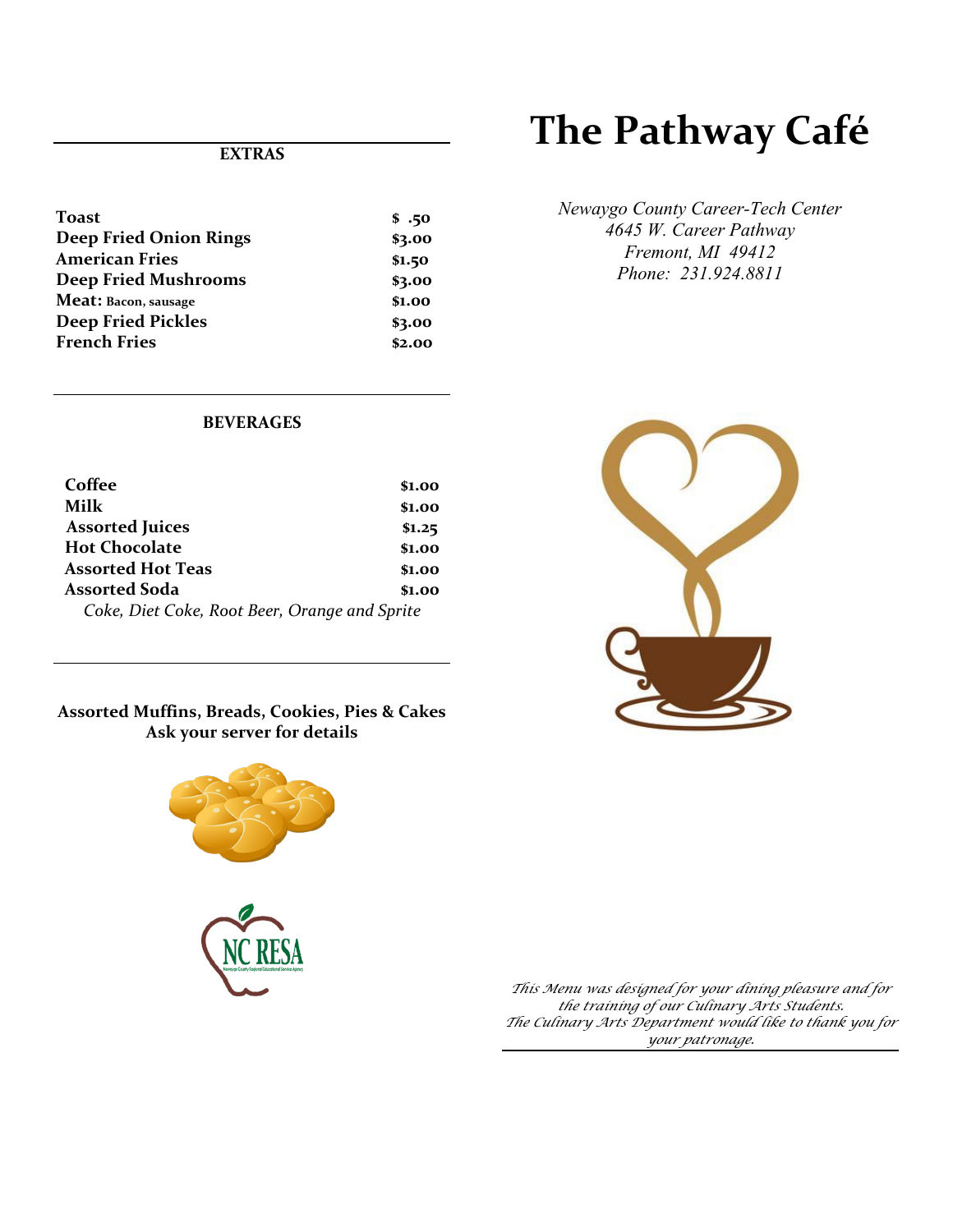# The Pathway Café

*Newaygo County Career-Tech Center*
*4645 W. Career Pathway*
*Fremont, MI 49412*
*Phone: 231.924.8811*

## EXTRAS

| Item | Price |
|---|---|
| **Toast** | **$ .50** |
| **Deep Fried Onion Rings** | **$3.00** |
| **American Fries** | **$1.50** |
| **Deep Fried Mushrooms** | **$3.00** |
| **Meat:** Bacon, sausage | **$1.00** |
| **Deep Fried Pickles** | **$3.00** |
| **French Fries** | **$2.00** |

## BEVERAGES

| Item | Price |
|---|---|
| **Coffee** | **$1.00** |
| **Milk** | **$1.00** |
| **Assorted Juices** | **$1.25** |
| **Hot Chocolate** | **$1.00** |
| **Assorted Hot Teas** | **$1.00** |
| **Assorted Soda** | **$1.00** |

*Coke, Diet Coke, Root Beer, Orange and Sprite*

**Assorted Muffins, Breads, Cookies, Pies & Cakes**
**Ask your server for details**

NC RESA

*This Menu was designed for your dining pleasure and for the training of our Culinary Arts Students.*
*The Culinary Arts Department would like to thank you for your patronage.*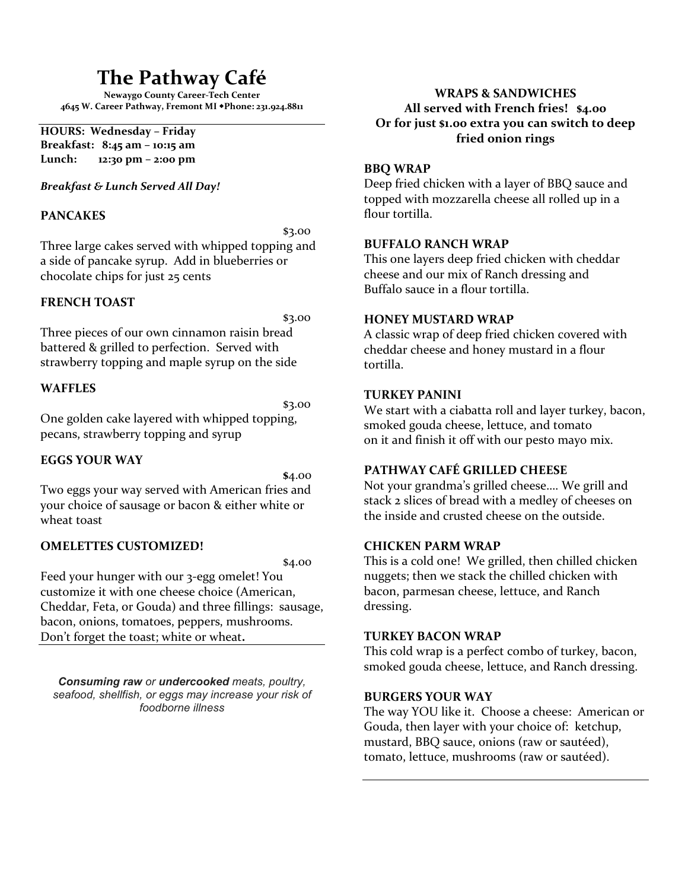# The Pathway Café

**Newaygo County Career-Tech Center**
**4645 W. Career Pathway, Fremont MI ◆Phone: 231.924.8811**

**HOURS: Wednesday – Friday**
**Breakfast: 8:45 am – 10:15 am**
**Lunch: 12:30 pm – 2:00 pm**

***Breakfast & Lunch Served All Day!***

## PANCAKES

$3.00

Three large cakes served with whipped topping and a side of pancake syrup. Add in blueberries or chocolate chips for just 25 cents

## FRENCH TOAST

$3.00

Three pieces of our own cinnamon raisin bread battered & grilled to perfection. Served with strawberry topping and maple syrup on the side

## WAFFLES

$3.00

One golden cake layered with whipped topping, pecans, strawberry topping and syrup

## EGGS YOUR WAY

$4.00

Two eggs your way served with American fries and your choice of sausage or bacon & either white or wheat toast

## OMELETTES CUSTOMIZED!

$4.00

Feed your hunger with our 3-egg omelet! You customize it with one cheese choice (American, Cheddar, Feta, or Gouda) and three fillings: sausage, bacon, onions, tomatoes, peppers, mushrooms. Don't forget the toast; white or wheat**.**

***Consuming raw*** *or* ***undercooked*** *meats, poultry, seafood, shellfish, or eggs may increase your risk of foodborne illness*

## WRAPS & SANDWICHES

**All served with French fries! $4.00**
**Or for just $1.00 extra you can switch to deep fried onion rings**

### BBQ WRAP

Deep fried chicken with a layer of BBQ sauce and topped with mozzarella cheese all rolled up in a flour tortilla.

### BUFFALO RANCH WRAP

This one layers deep fried chicken with cheddar cheese and our mix of Ranch dressing and Buffalo sauce in a flour tortilla.

### HONEY MUSTARD WRAP

A classic wrap of deep fried chicken covered with cheddar cheese and honey mustard in a flour tortilla.

### TURKEY PANINI

We start with a ciabatta roll and layer turkey, bacon, smoked gouda cheese, lettuce, and tomato on it and finish it off with our pesto mayo mix.

### PATHWAY CAFÉ GRILLED CHEESE

Not your grandma's grilled cheese…. We grill and stack 2 slices of bread with a medley of cheeses on the inside and crusted cheese on the outside.

### CHICKEN PARM WRAP

This is a cold one! We grilled, then chilled chicken nuggets; then we stack the chilled chicken with bacon, parmesan cheese, lettuce, and Ranch dressing.

### TURKEY BACON WRAP

This cold wrap is a perfect combo of turkey, bacon, smoked gouda cheese, lettuce, and Ranch dressing.

### BURGERS YOUR WAY

The way YOU like it. Choose a cheese: American or Gouda, then layer with your choice of: ketchup, mustard, BBQ sauce, onions (raw or sautéed), tomato, lettuce, mushrooms (raw or sautéed).